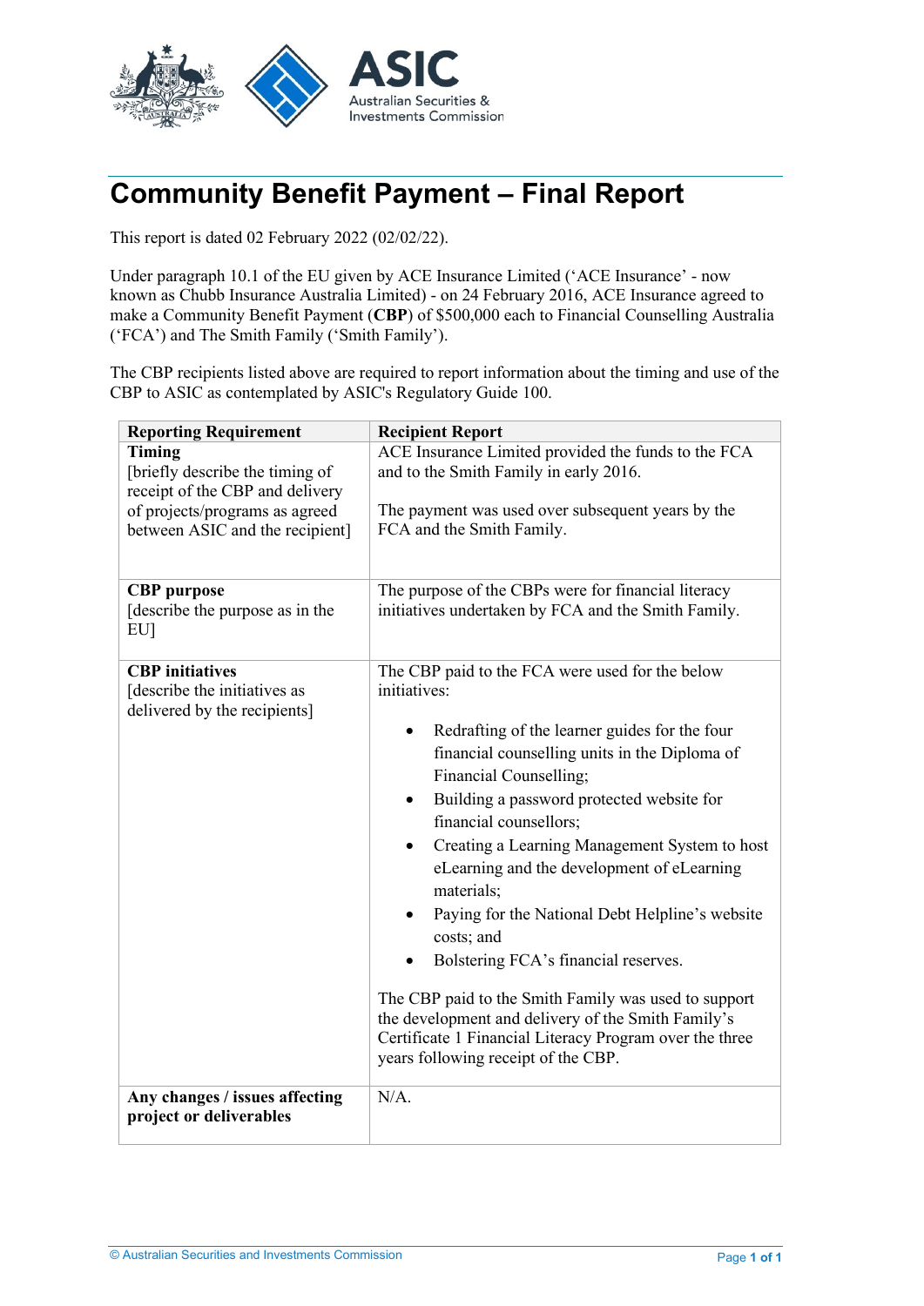# Community Benefit Payment – Final Report

This report is dated 02 February 2022 (02/02/22).

Under paragraph 10.1 of the EU given by ACE Insurance Limited ('ACE Insurance' - now known as Chubb Insurance Australia Limited) - on 24 February 2016, ACE Insurance agreed to make a Community Benefit Payment (**CBP**) of $500,000 each to Financial Counselling Australia ('FCA') and The Smith Family ('Smith Family').

The CBP recipients listed above are required to report information about the timing and use of the CBP to ASIC as contemplated by ASIC's Regulatory Guide 100.

| Reporting Requirement | Recipient Report |
|---|---|
| **Timing**<br>[briefly describe the timing of receipt of the CBP and delivery of projects/programs as agreed between ASIC and the recipient] | ACE Insurance Limited provided the funds to the FCA and to the Smith Family in early 2016.<br><br>The payment was used over subsequent years by the FCA and the Smith Family. |
| **CBP purpose**<br>[describe the purpose as in the EU] | The purpose of the CBPs were for financial literacy initiatives undertaken by FCA and the Smith Family. |
| **CBP initiatives**<br>[describe the initiatives as delivered by the recipients] | The CBP paid to the FCA were used for the below initiatives:<br><br>• Redrafting of the learner guides for the four financial counselling units in the Diploma of Financial Counselling;<br>• Building a password protected website for financial counsellors;<br>• Creating a Learning Management System to host eLearning and the development of eLearning materials;<br>• Paying for the National Debt Helpline's website costs; and<br>• Bolstering FCA's financial reserves.<br><br>The CBP paid to the Smith Family was used to support the development and delivery of the Smith Family's Certificate 1 Financial Literacy Program over the three years following receipt of the CBP. |
| **Any changes / issues affecting project or deliverables** | N/A. |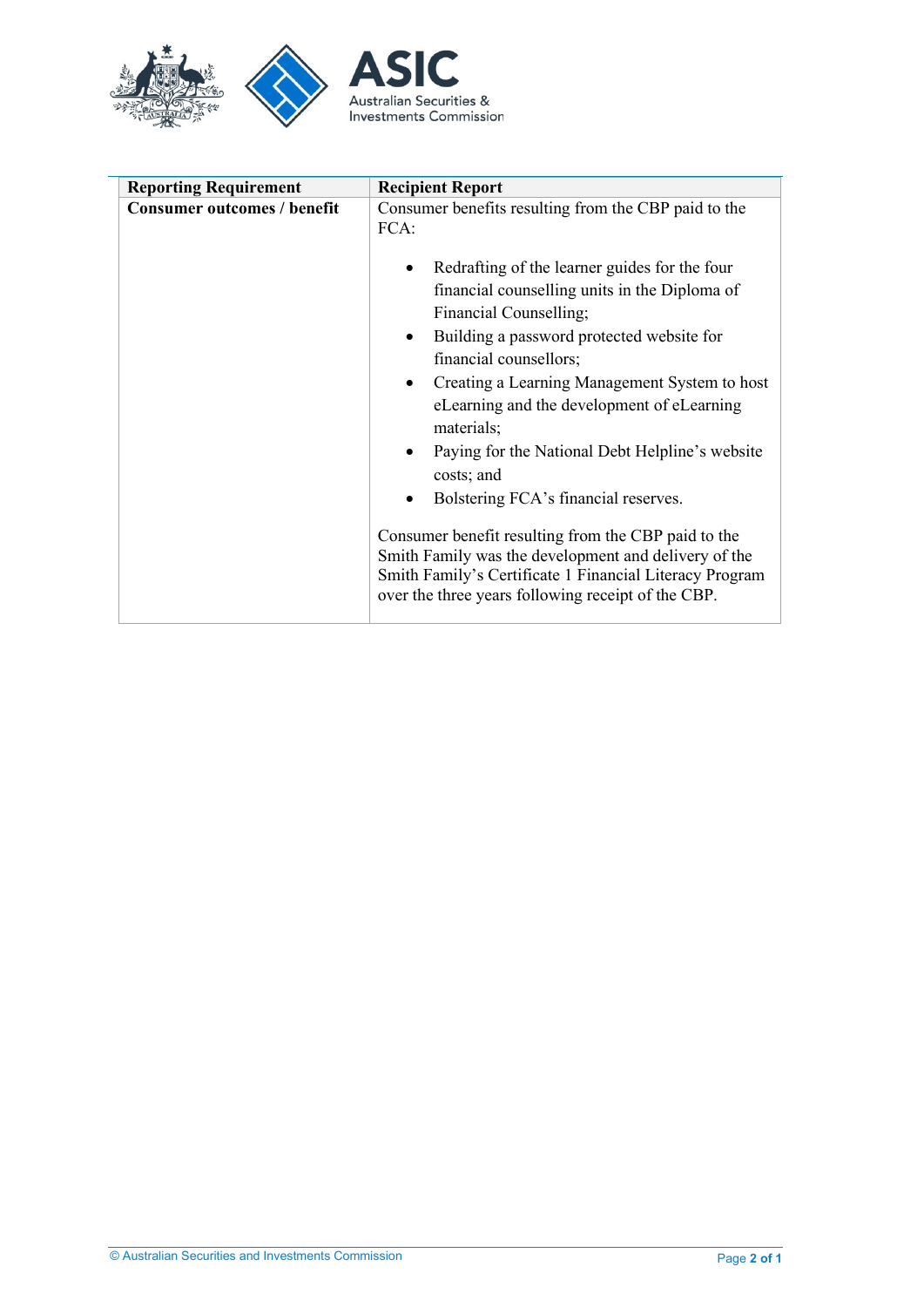| Reporting Requirement | Recipient Report |
|---|---|
| **Consumer outcomes / benefit** | Consumer benefits resulting from the CBP paid to the FCA:<br><br>• Redrafting of the learner guides for the four financial counselling units in the Diploma of Financial Counselling;<br>• Building a password protected website for financial counsellors;<br>• Creating a Learning Management System to host eLearning and the development of eLearning materials;<br>• Paying for the National Debt Helpline's website costs; and<br>• Bolstering FCA's financial reserves.<br><br>Consumer benefit resulting from the CBP paid to the Smith Family was the development and delivery of the Smith Family's Certificate 1 Financial Literacy Program over the three years following receipt of the CBP. |